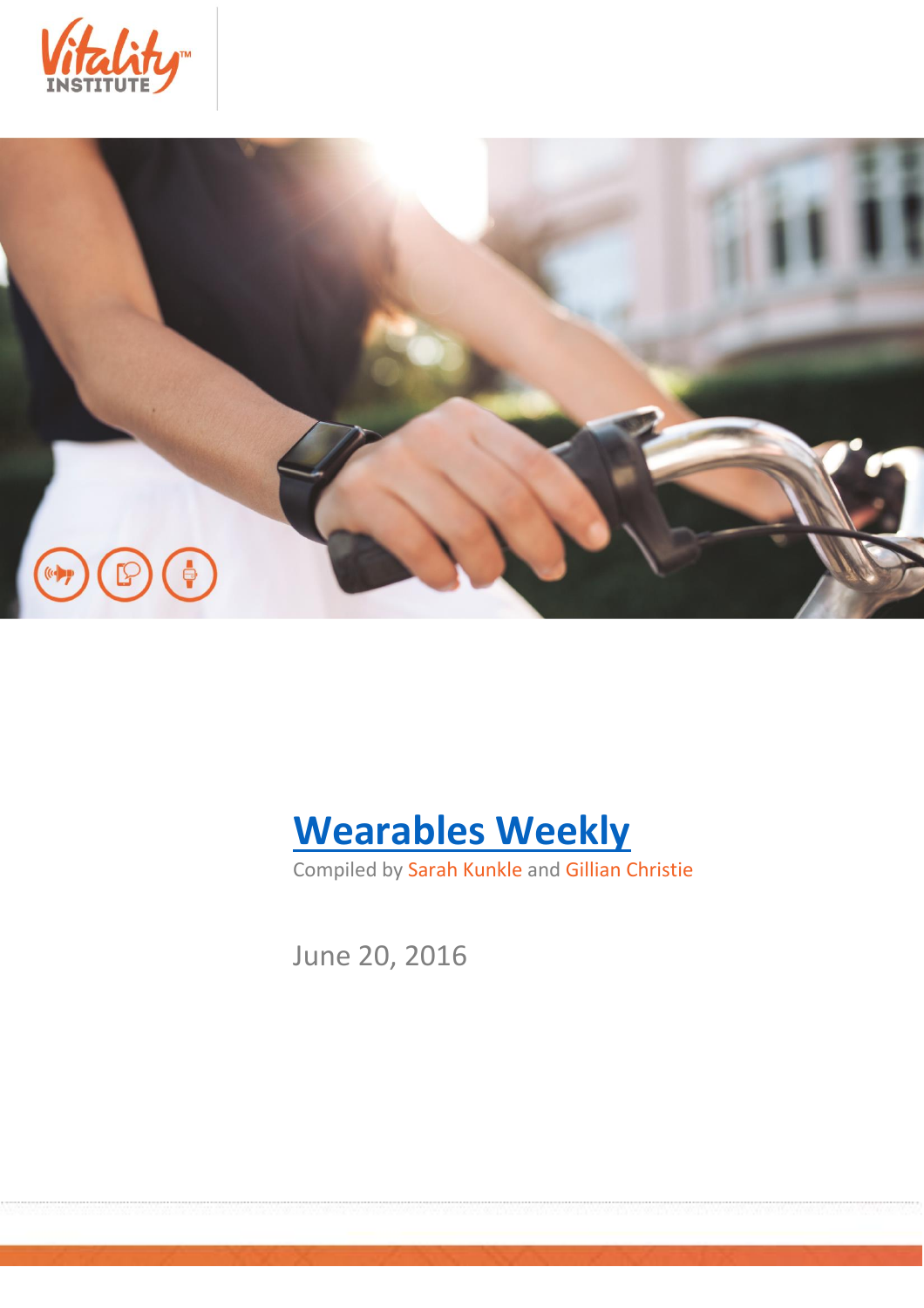Vitality™ INSTITUTE

# Wearables Weekly

Compiled by Sarah Kunkle and Gillian Christie

June 20, 2016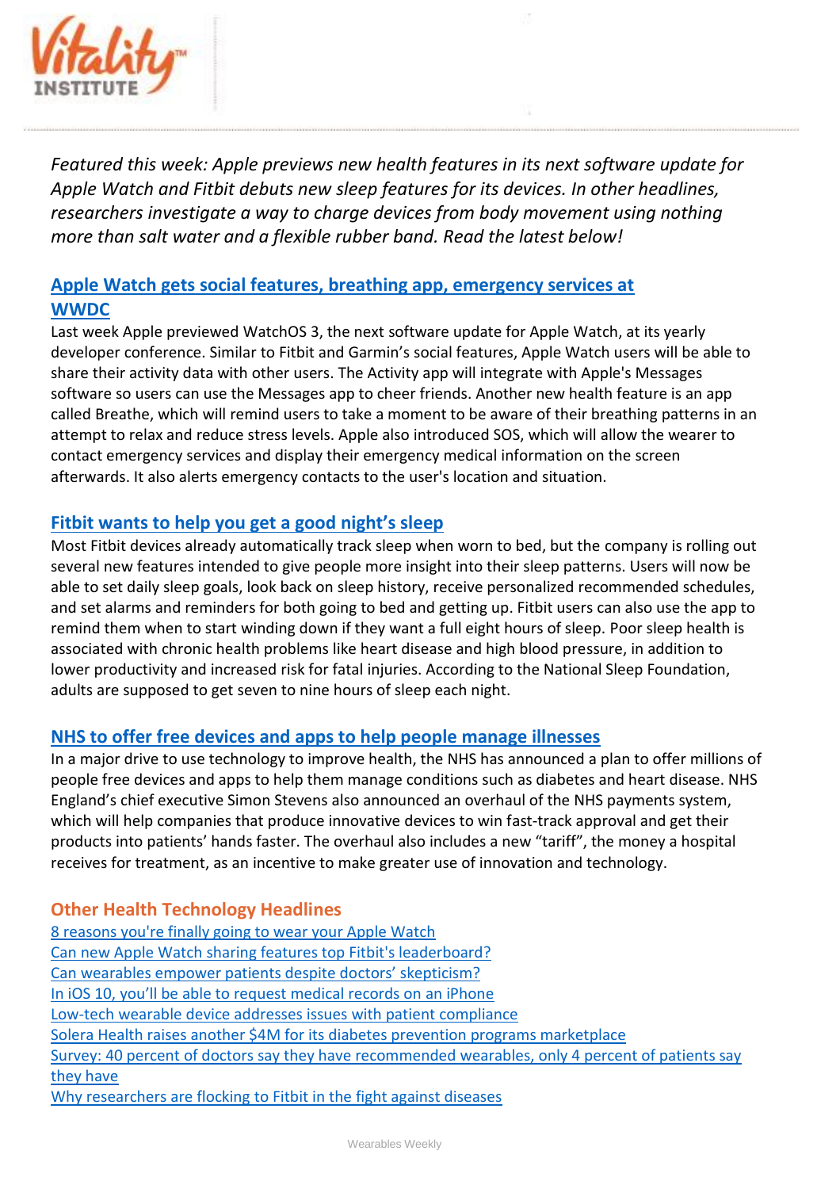*Featured this week: Apple previews new health features in its next software update for Apple Watch and Fitbit debuts new sleep features for its devices. In other headlines, researchers investigate a way to charge devices from body movement using nothing more than salt water and a flexible rubber band. Read the latest below!*

## Apple Watch gets social features, breathing app, emergency services at WWDC

Last week Apple previewed WatchOS 3, the next software update for Apple Watch, at its yearly developer conference. Similar to Fitbit and Garmin's social features, Apple Watch users will be able to share their activity data with other users. The Activity app will integrate with Apple's Messages software so users can use the Messages app to cheer friends. Another new health feature is an app called Breathe, which will remind users to take a moment to be aware of their breathing patterns in an attempt to relax and reduce stress levels. Apple also introduced SOS, which will allow the wearer to contact emergency services and display their emergency medical information on the screen afterwards. It also alerts emergency contacts to the user's location and situation.

## Fitbit wants to help you get a good night's sleep

Most Fitbit devices already automatically track sleep when worn to bed, but the company is rolling out several new features intended to give people more insight into their sleep patterns. Users will now be able to set daily sleep goals, look back on sleep history, receive personalized recommended schedules, and set alarms and reminders for both going to bed and getting up. Fitbit users can also use the app to remind them when to start winding down if they want a full eight hours of sleep. Poor sleep health is associated with chronic health problems like heart disease and high blood pressure, in addition to lower productivity and increased risk for fatal injuries. According to the National Sleep Foundation, adults are supposed to get seven to nine hours of sleep each night.

## NHS to offer free devices and apps to help people manage illnesses

In a major drive to use technology to improve health, the NHS has announced a plan to offer millions of people free devices and apps to help them manage conditions such as diabetes and heart disease. NHS England's chief executive Simon Stevens also announced an overhaul of the NHS payments system, which will help companies that produce innovative devices to win fast-track approval and get their products into patients' hands faster. The overhaul also includes a new "tariff", the money a hospital receives for treatment, as an incentive to make greater use of innovation and technology.

## Other Health Technology Headlines

8 reasons you're finally going to wear your Apple Watch
Can new Apple Watch sharing features top Fitbit's leaderboard?
Can wearables empower patients despite doctors' skepticism?
In iOS 10, you'll be able to request medical records on an iPhone
Low-tech wearable device addresses issues with patient compliance
Solera Health raises another $4M for its diabetes prevention programs marketplace
Survey: 40 percent of doctors say they have recommended wearables, only 4 percent of patients say they have
Why researchers are flocking to Fitbit in the fight against diseases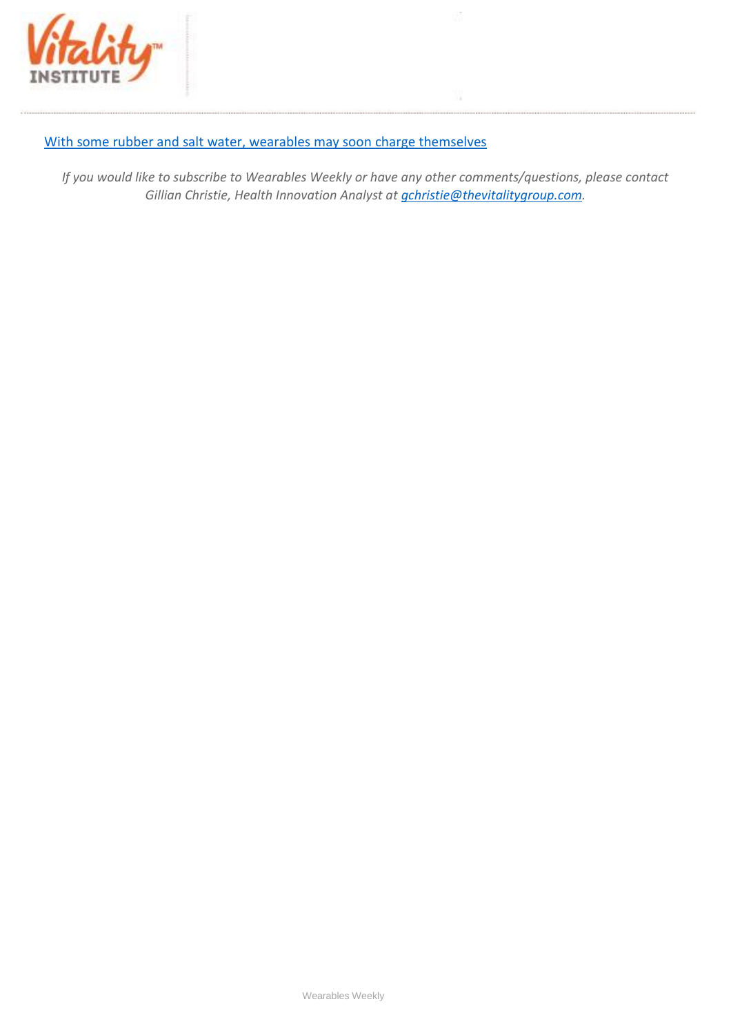[With some rubber and salt water, wearables may soon charge themselves]

*If you would like to subscribe to Wearables Weekly or have any other comments/questions, please contact Gillian Christie, Health Innovation Analyst at gchristie@thevitalitygroup.com.*